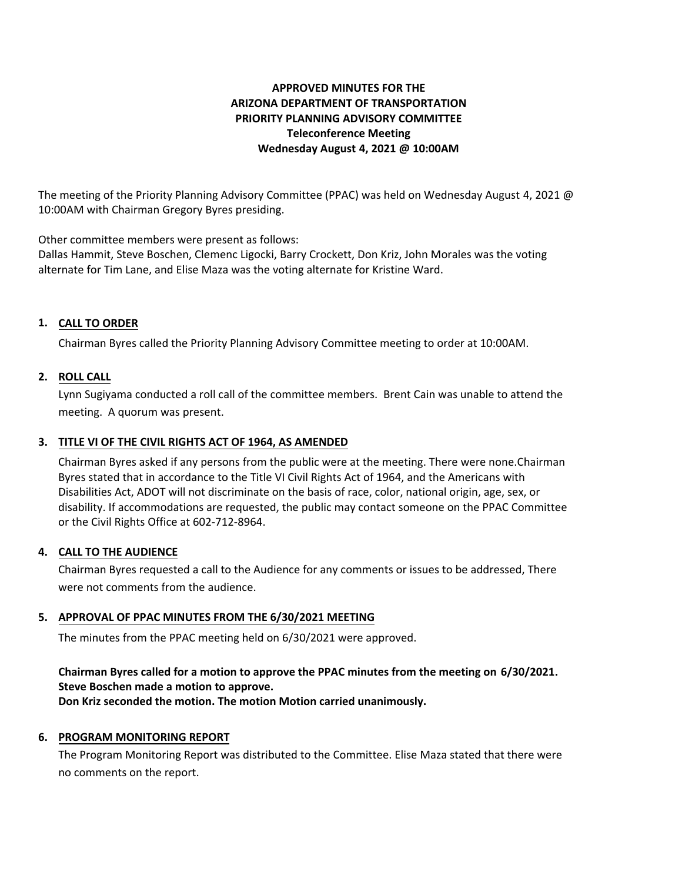**APPROVED MINUTES FOR THE**
**ARIZONA DEPARTMENT OF TRANSPORTATION**
**PRIORITY PLANNING ADVISORY COMMITTEE**
**Teleconference Meeting**
**Wednesday August 4, 2021 @ 10:00AM**

The meeting of the Priority Planning Advisory Committee (PPAC) was held on Wednesday August 4, 2021 @ 10:00AM with Chairman Gregory Byres presiding.

Other committee members were present as follows:
Dallas Hammit, Steve Boschen, Clemenc Ligocki, Barry Crockett, Don Kriz, John Morales was the voting alternate for Tim Lane, and Elise Maza was the voting alternate for Kristine Ward.

## 1. CALL TO ORDER

Chairman Byres called the Priority Planning Advisory Committee meeting to order at 10:00AM.

## 2. ROLL CALL

Lynn Sugiyama conducted a roll call of the committee members. Brent Cain was unable to attend the meeting. A quorum was present.

## 3. TITLE VI OF THE CIVIL RIGHTS ACT OF 1964, AS AMENDED

Chairman Byres asked if any persons from the public were at the meeting. There were none.Chairman Byres stated that in accordance to the Title VI Civil Rights Act of 1964, and the Americans with Disabilities Act, ADOT will not discriminate on the basis of race, color, national origin, age, sex, or disability. If accommodations are requested, the public may contact someone on the PPAC Committee or the Civil Rights Office at 602-712-8964.

## 4. CALL TO THE AUDIENCE

Chairman Byres requested a call to the Audience for any comments or issues to be addressed, There were not comments from the audience.

## 5. APPROVAL OF PPAC MINUTES FROM THE 6/30/2021 MEETING

The minutes from the PPAC meeting held on 6/30/2021 were approved.

**Chairman Byres called for a motion to approve the PPAC minutes from the meeting on 6/30/2021.**
**Steve Boschen made a motion to approve.**
**Don Kriz seconded the motion. The motion Motion carried unanimously.**

## 6. PROGRAM MONITORING REPORT

The Program Monitoring Report was distributed to the Committee. Elise Maza stated that there were no comments on the report.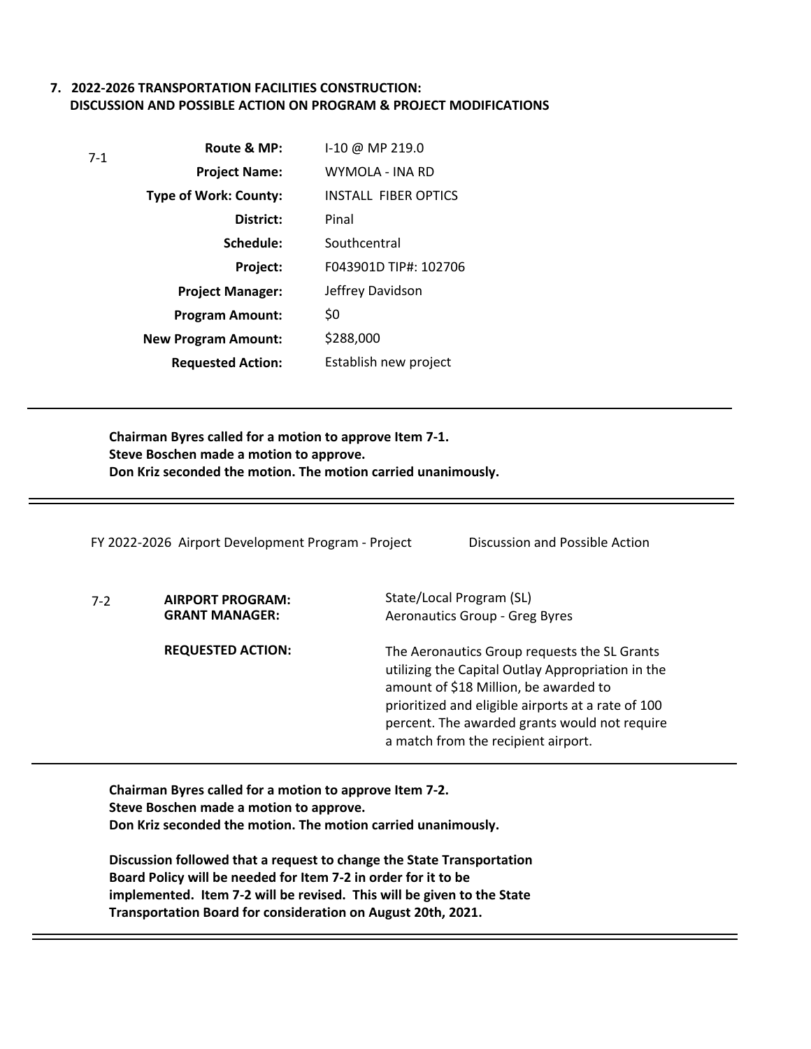**7. 2022-2026 TRANSPORTATION FACILITIES CONSTRUCTION: DISCUSSION AND POSSIBLE ACTION ON PROGRAM & PROJECT MODIFICATIONS**

7-1

| | |
|---|---|
| **Route & MP:** | I-10 @ MP 219.0 |
| **Project Name:** | WYMOLA - INA RD |
| **Type of Work: County:** | INSTALL FIBER OPTICS |
| **District:** | Pinal |
| **Schedule:** | Southcentral |
| **Project:** | F043901D TIP#: 102706 |
| **Project Manager:** | Jeffrey Davidson |
| **Program Amount:** | $0 |
| **New Program Amount:** | $288,000 |
| **Requested Action:** | Establish new project |

---

**Chairman Byres called for a motion to approve Item 7-1.**
**Steve Boschen made a motion to approve.**
**Don Kriz seconded the motion. The motion carried unanimously.**

---

FY 2022-2026 Airport Development Program - Project    Discussion and Possible Action

7-2

| | |
|---|---|
| **AIRPORT PROGRAM:** | State/Local Program (SL) |
| **GRANT MANAGER:** | Aeronautics Group - Greg Byres |
| **REQUESTED ACTION:** | The Aeronautics Group requests the SL Grants utilizing the Capital Outlay Appropriation in the amount of $18 Million, be awarded to prioritized and eligible airports at a rate of 100 percent. The awarded grants would not require a match from the recipient airport. |

---

**Chairman Byres called for a motion to approve Item 7-2.**
**Steve Boschen made a motion to approve.**
**Don Kriz seconded the motion. The motion carried unanimously.**

**Discussion followed that a request to change the State Transportation Board Policy will be needed for Item 7-2 in order for it to be implemented. Item 7-2 will be revised. This will be given to the State Transportation Board for consideration on August 20th, 2021.**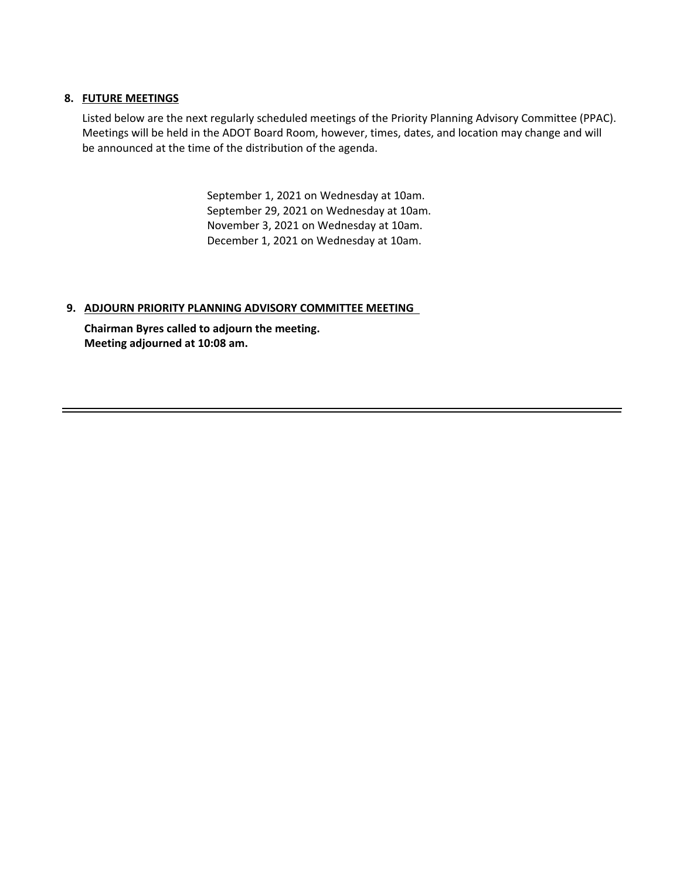## 8. FUTURE MEETINGS

Listed below are the next regularly scheduled meetings of the Priority Planning Advisory Committee (PPAC). Meetings will be held in the ADOT Board Room, however, times, dates, and location may change and will be announced at the time of the distribution of the agenda.

September 1, 2021 on Wednesday at 10am.
September 29, 2021 on Wednesday at 10am.
November 3, 2021 on Wednesday at 10am.
December 1, 2021 on Wednesday at 10am.

## 9. ADJOURN PRIORITY PLANNING ADVISORY COMMITTEE MEETING

**Chairman Byres called to adjourn the meeting.**
**Meeting adjourned at 10:08 am.**